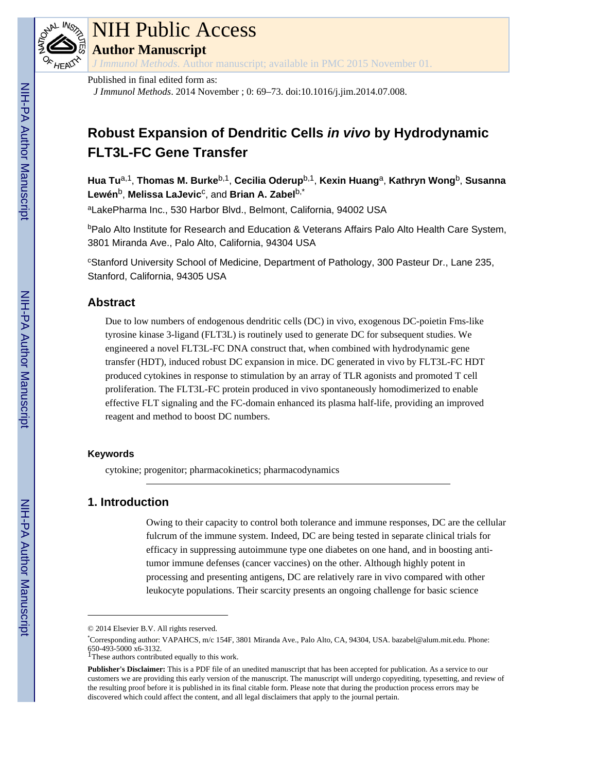Published in final edited form as:

*J Immunol Methods*. 2014 November ; 0: 69–73. doi:10.1016/j.jim.2014.07.008.

# Robust Expansion of Dendritic Cells *in vivo* by Hydrodynamic FLT3L-FC Gene Transfer

**Hua Tu**[a,1], **Thomas M. Burke**[b,1], **Cecilia Oderup**[b,1], **Kexin Huang**[a], **Kathryn Wong**[b], **Susanna Lewén**[b], **Melissa LaJevic**[c], and **Brian A. Zabel**[b,*]

[a]LakePharma Inc., 530 Harbor Blvd., Belmont, California, 94002 USA

[b]Palo Alto Institute for Research and Education & Veterans Affairs Palo Alto Health Care System, 3801 Miranda Ave., Palo Alto, California, 94304 USA

[c]Stanford University School of Medicine, Department of Pathology, 300 Pasteur Dr., Lane 235, Stanford, California, 94305 USA

## Abstract

Due to low numbers of endogenous dendritic cells (DC) in vivo, exogenous DC-poietin Fms-like tyrosine kinase 3-ligand (FLT3L) is routinely used to generate DC for subsequent studies. We engineered a novel FLT3L-FC DNA construct that, when combined with hydrodynamic gene transfer (HDT), induced robust DC expansion in mice. DC generated in vivo by FLT3L-FC HDT produced cytokines in response to stimulation by an array of TLR agonists and promoted T cell proliferation. The FLT3L-FC protein produced in vivo spontaneously homodimerized to enable effective FLT signaling and the FC-domain enhanced its plasma half-life, providing an improved reagent and method to boost DC numbers.

### Keywords

cytokine; progenitor; pharmacokinetics; pharmacodynamics

## 1. Introduction

Owing to their capacity to control both tolerance and immune responses, DC are the cellular fulcrum of the immune system. Indeed, DC are being tested in separate clinical trials for efficacy in suppressing autoimmune type one diabetes on one hand, and in boosting anti-tumor immune defenses (cancer vaccines) on the other. Although highly potent in processing and presenting antigens, DC are relatively rare in vivo compared with other leukocyte populations. Their scarcity presents an ongoing challenge for basic science

---

© 2014 Elsevier B.V. All rights reserved.

*Corresponding author: VAPAHCS, m/c 154F, 3801 Miranda Ave., Palo Alto, CA, 94304, USA. bazabel@alum.mit.edu. Phone: 650-493-5000 x6-3132.

[1]These authors contributed equally to this work.

**Publisher's Disclaimer:** This is a PDF file of an unedited manuscript that has been accepted for publication. As a service to our customers we are providing this early version of the manuscript. The manuscript will undergo copyediting, typesetting, and review of the resulting proof before it is published in its final citable form. Please note that during the production process errors may be discovered which could affect the content, and all legal disclaimers that apply to the journal pertain.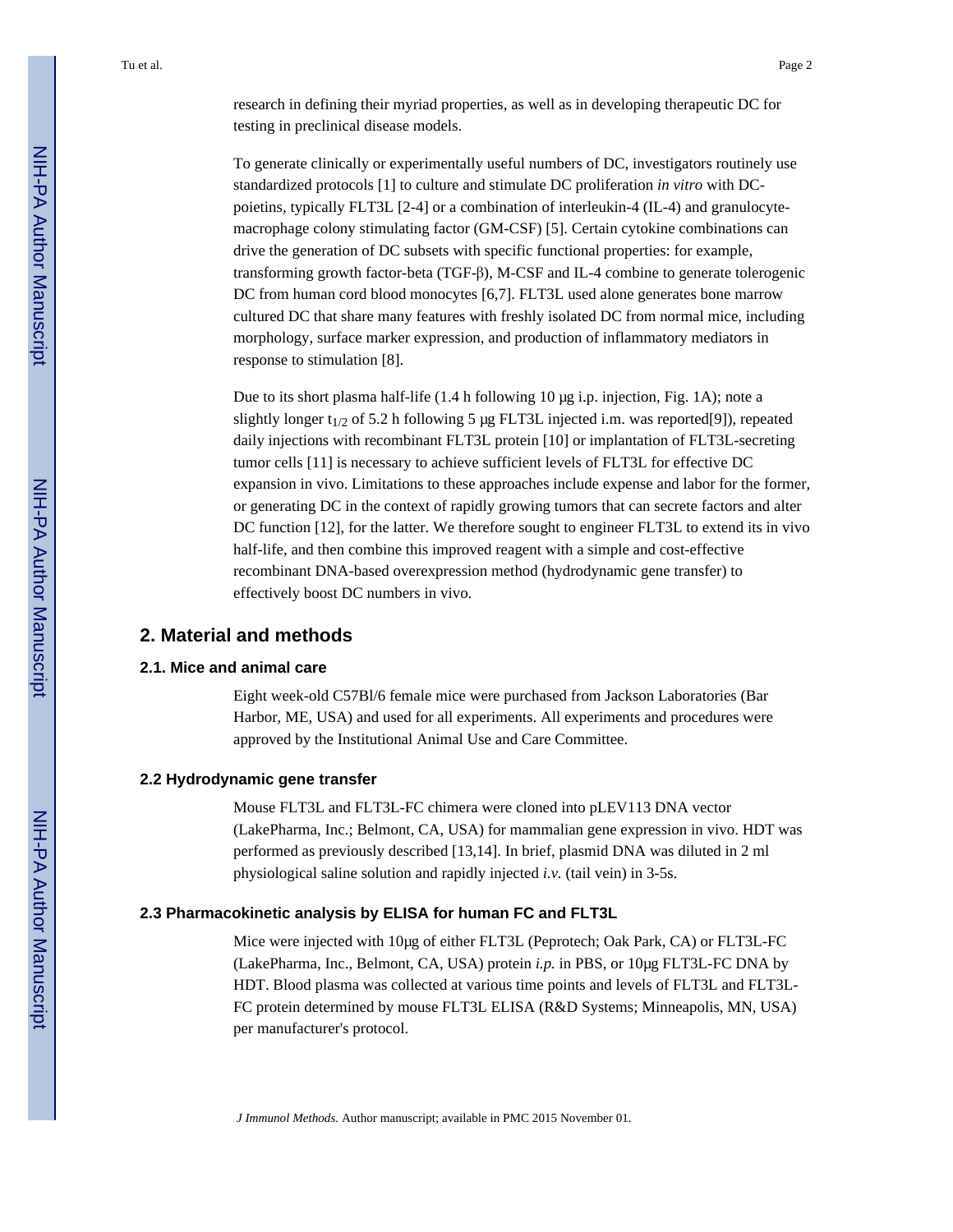research in defining their myriad properties, as well as in developing therapeutic DC for testing in preclinical disease models.

To generate clinically or experimentally useful numbers of DC, investigators routinely use standardized protocols [1] to culture and stimulate DC proliferation *in vitro* with DC-poietins, typically FLT3L [2-4] or a combination of interleukin-4 (IL-4) and granulocyte-macrophage colony stimulating factor (GM-CSF) [5]. Certain cytokine combinations can drive the generation of DC subsets with specific functional properties: for example, transforming growth factor-beta (TGF-β), M-CSF and IL-4 combine to generate tolerogenic DC from human cord blood monocytes [6,7]. FLT3L used alone generates bone marrow cultured DC that share many features with freshly isolated DC from normal mice, including morphology, surface marker expression, and production of inflammatory mediators in response to stimulation [8].

Due to its short plasma half-life (1.4 h following 10 μg i.p. injection, Fig. 1A); note a slightly longer $t_{1/2}$ of 5.2 h following 5 μg FLT3L injected i.m. was reported[9]), repeated daily injections with recombinant FLT3L protein [10] or implantation of FLT3L-secreting tumor cells [11] is necessary to achieve sufficient levels of FLT3L for effective DC expansion in vivo. Limitations to these approaches include expense and labor for the former, or generating DC in the context of rapidly growing tumors that can secrete factors and alter DC function [12], for the latter. We therefore sought to engineer FLT3L to extend its in vivo half-life, and then combine this improved reagent with a simple and cost-effective recombinant DNA-based overexpression method (hydrodynamic gene transfer) to effectively boost DC numbers in vivo.

## 2. Material and methods

### 2.1. Mice and animal care

Eight week-old C57Bl/6 female mice were purchased from Jackson Laboratories (Bar Harbor, ME, USA) and used for all experiments. All experiments and procedures were approved by the Institutional Animal Use and Care Committee.

### 2.2 Hydrodynamic gene transfer

Mouse FLT3L and FLT3L-FC chimera were cloned into pLEV113 DNA vector (LakePharma, Inc.; Belmont, CA, USA) for mammalian gene expression in vivo. HDT was performed as previously described [13,14]. In brief, plasmid DNA was diluted in 2 ml physiological saline solution and rapidly injected *i.v.* (tail vein) in 3-5s.

### 2.3 Pharmacokinetic analysis by ELISA for human FC and FLT3L

Mice were injected with 10μg of either FLT3L (Peprotech; Oak Park, CA) or FLT3L-FC (LakePharma, Inc., Belmont, CA, USA) protein *i.p.* in PBS, or 10μg FLT3L-FC DNA by HDT. Blood plasma was collected at various time points and levels of FLT3L and FLT3L-FC protein determined by mouse FLT3L ELISA (R&D Systems; Minneapolis, MN, USA) per manufacturer's protocol.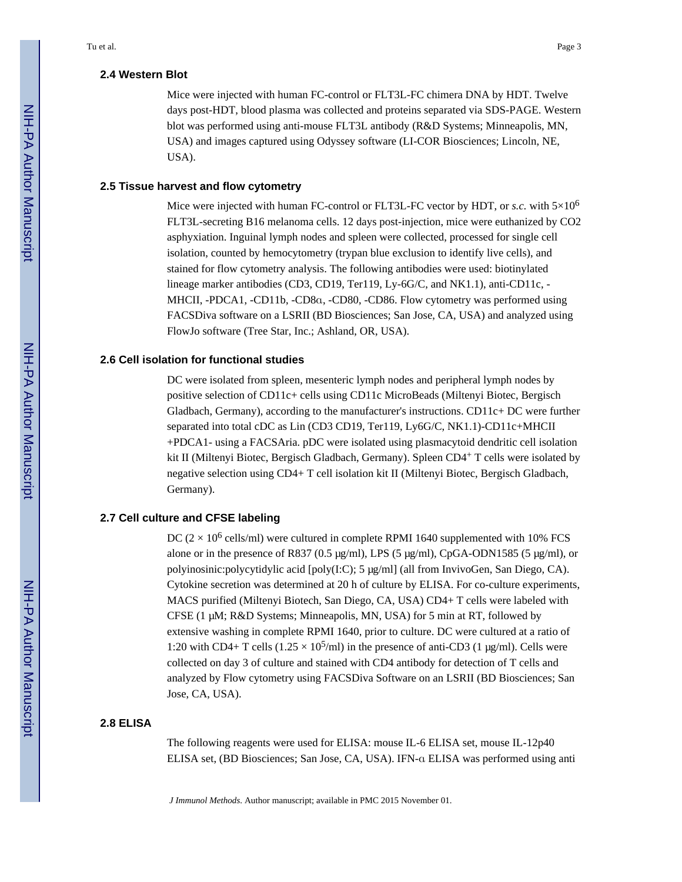### 2.4 Western Blot

Mice were injected with human FC-control or FLT3L-FC chimera DNA by HDT. Twelve days post-HDT, blood plasma was collected and proteins separated via SDS-PAGE. Western blot was performed using anti-mouse FLT3L antibody (R&D Systems; Minneapolis, MN, USA) and images captured using Odyssey software (LI-COR Biosciences; Lincoln, NE, USA).

### 2.5 Tissue harvest and flow cytometry

Mice were injected with human FC-control or FLT3L-FC vector by HDT, or *s.c.* with $5\times10^6$ FLT3L-secreting B16 melanoma cells. 12 days post-injection, mice were euthanized by CO2 asphyxiation. Inguinal lymph nodes and spleen were collected, processed for single cell isolation, counted by hemocytometry (trypan blue exclusion to identify live cells), and stained for flow cytometry analysis. The following antibodies were used: biotinylated lineage marker antibodies (CD3, CD19, Ter119, Ly-6G/C, and NK1.1), anti-CD11c, -MHCII, -PDCA1, -CD11b, -CD8α, -CD80, -CD86. Flow cytometry was performed using FACSDiva software on a LSRII (BD Biosciences; San Jose, CA, USA) and analyzed using FlowJo software (Tree Star, Inc.; Ashland, OR, USA).

### 2.6 Cell isolation for functional studies

DC were isolated from spleen, mesenteric lymph nodes and peripheral lymph nodes by positive selection of CD11c+ cells using CD11c MicroBeads (Miltenyi Biotec, Bergisch Gladbach, Germany), according to the manufacturer's instructions. CD11c+ DC were further separated into total cDC as Lin (CD3 CD19, Ter119, Ly6G/C, NK1.1)-CD11c+MHCII +PDCA1- using a FACSAria. pDC were isolated using plasmacytoid dendritic cell isolation kit II (Miltenyi Biotec, Bergisch Gladbach, Germany). Spleen $CD4^+$ T cells were isolated by negative selection using CD4+ T cell isolation kit II (Miltenyi Biotec, Bergisch Gladbach, Germany).

### 2.7 Cell culture and CFSE labeling

DC ($2 \times 10^6$ cells/ml) were cultured in complete RPMI 1640 supplemented with 10% FCS alone or in the presence of R837 (0.5 μg/ml), LPS (5 μg/ml), CpGA-ODN1585 (5 μg/ml), or polyinosinic:polycytidylic acid [poly(I:C); 5 μg/ml] (all from InvivoGen, San Diego, CA). Cytokine secretion was determined at 20 h of culture by ELISA. For co-culture experiments, MACS purified (Miltenyi Biotech, San Diego, CA, USA) CD4+ T cells were labeled with CFSE (1 μM; R&D Systems; Minneapolis, MN, USA) for 5 min at RT, followed by extensive washing in complete RPMI 1640, prior to culture. DC were cultured at a ratio of 1:20 with CD4+ T cells ($1.25 \times 10^5$/ml) in the presence of anti-CD3 (1 μg/ml). Cells were collected on day 3 of culture and stained with CD4 antibody for detection of T cells and analyzed by Flow cytometry using FACSDiva Software on an LSRII (BD Biosciences; San Jose, CA, USA).

### 2.8 ELISA

The following reagents were used for ELISA: mouse IL-6 ELISA set, mouse IL-12p40 ELISA set, (BD Biosciences; San Jose, CA, USA). IFN-α ELISA was performed using anti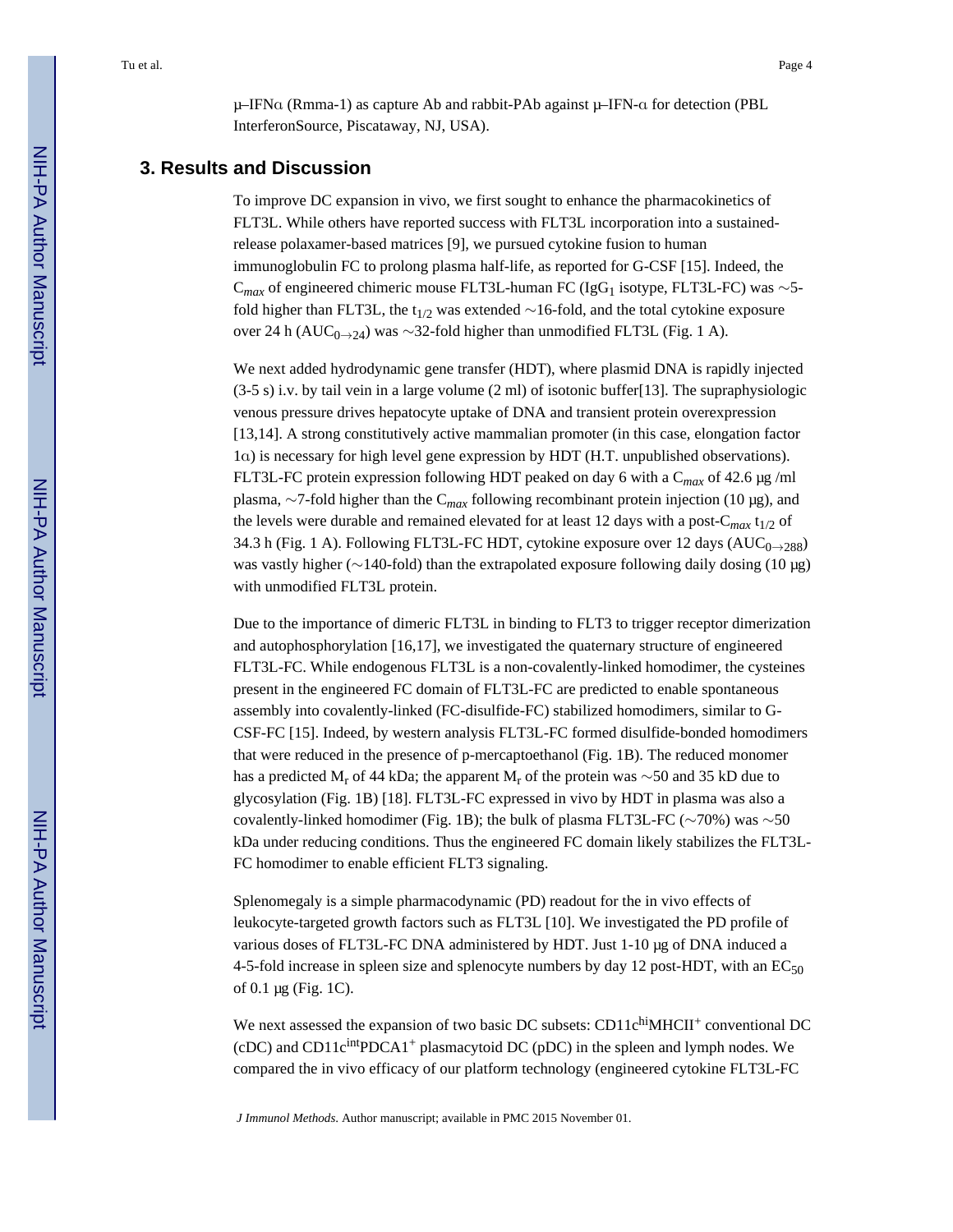μ–IFNα (Rmma-1) as capture Ab and rabbit-PAb against μ–IFN-α for detection (PBL InterferonSource, Piscataway, NJ, USA).

## 3. Results and Discussion

To improve DC expansion in vivo, we first sought to enhance the pharmacokinetics of FLT3L. While others have reported success with FLT3L incorporation into a sustained-release polaxamer-based matrices [9], we pursued cytokine fusion to human immunoglobulin FC to prolong plasma half-life, as reported for G-CSF [15]. Indeed, the $C_{max}$ of engineered chimeric mouse FLT3L-human FC ($IgG_1$ isotype, FLT3L-FC) was ~5-fold higher than FLT3L, the $t_{1/2}$ was extended ~16-fold, and the total cytokine exposure over 24 h ($AUC_{0\rightarrow24}$) was ~32-fold higher than unmodified FLT3L (Fig. 1 A).

We next added hydrodynamic gene transfer (HDT), where plasmid DNA is rapidly injected (3-5 s) i.v. by tail vein in a large volume (2 ml) of isotonic buffer[13]. The supraphysiologic venous pressure drives hepatocyte uptake of DNA and transient protein overexpression [13,14]. A strong constitutively active mammalian promoter (in this case, elongation factor 1α) is necessary for high level gene expression by HDT (H.T. unpublished observations). FLT3L-FC protein expression following HDT peaked on day 6 with a $C_{max}$ of 42.6 μg /ml plasma, ~7-fold higher than the $C_{max}$ following recombinant protein injection (10 μg), and the levels were durable and remained elevated for at least 12 days with a post-$C_{max}$ $t_{1/2}$ of 34.3 h (Fig. 1 A). Following FLT3L-FC HDT, cytokine exposure over 12 days ($AUC_{0\rightarrow288}$) was vastly higher (~140-fold) than the extrapolated exposure following daily dosing (10 μg) with unmodified FLT3L protein.

Due to the importance of dimeric FLT3L in binding to FLT3 to trigger receptor dimerization and autophosphorylation [16,17], we investigated the quaternary structure of engineered FLT3L-FC. While endogenous FLT3L is a non-covalently-linked homodimer, the cysteines present in the engineered FC domain of FLT3L-FC are predicted to enable spontaneous assembly into covalently-linked (FC-disulfide-FC) stabilized homodimers, similar to G-CSF-FC [15]. Indeed, by western analysis FLT3L-FC formed disulfide-bonded homodimers that were reduced in the presence of p-mercaptoethanol (Fig. 1B). The reduced monomer has a predicted $M_r$ of 44 kDa; the apparent $M_r$ of the protein was ~50 and 35 kD due to glycosylation (Fig. 1B) [18]. FLT3L-FC expressed in vivo by HDT in plasma was also a covalently-linked homodimer (Fig. 1B); the bulk of plasma FLT3L-FC (~70%) was ~50 kDa under reducing conditions. Thus the engineered FC domain likely stabilizes the FLT3L-FC homodimer to enable efficient FLT3 signaling.

Splenomegaly is a simple pharmacodynamic (PD) readout for the in vivo effects of leukocyte-targeted growth factors such as FLT3L [10]. We investigated the PD profile of various doses of FLT3L-FC DNA administered by HDT. Just 1-10 μg of DNA induced a 4-5-fold increase in spleen size and splenocyte numbers by day 12 post-HDT, with an $EC_{50}$ of 0.1 μg (Fig. 1C).

We next assessed the expansion of two basic DC subsets: $CD11c^{hi}MHCII^{+}$ conventional DC (cDC) and $CD11c^{int}PDCA1^{+}$ plasmacytoid DC (pDC) in the spleen and lymph nodes. We compared the in vivo efficacy of our platform technology (engineered cytokine FLT3L-FC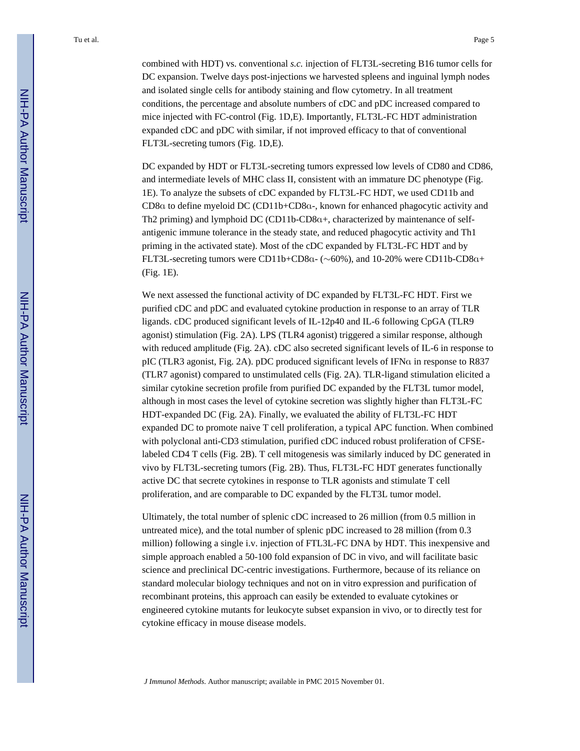combined with HDT) vs. conventional *s.c.* injection of FLT3L-secreting B16 tumor cells for DC expansion. Twelve days post-injections we harvested spleens and inguinal lymph nodes and isolated single cells for antibody staining and flow cytometry. In all treatment conditions, the percentage and absolute numbers of cDC and pDC increased compared to mice injected with FC-control (Fig. 1D,E). Importantly, FLT3L-FC HDT administration expanded cDC and pDC with similar, if not improved efficacy to that of conventional FLT3L-secreting tumors (Fig. 1D,E).

DC expanded by HDT or FLT3L-secreting tumors expressed low levels of CD80 and CD86, and intermediate levels of MHC class II, consistent with an immature DC phenotype (Fig. 1E). To analyze the subsets of cDC expanded by FLT3L-FC HDT, we used CD11b and CD8α to define myeloid DC (CD11b+CD8α-, known for enhanced phagocytic activity and Th2 priming) and lymphoid DC (CD11b-CD8α+, characterized by maintenance of self-antigenic immune tolerance in the steady state, and reduced phagocytic activity and Th1 priming in the activated state). Most of the cDC expanded by FLT3L-FC HDT and by FLT3L-secreting tumors were CD11b+CD8α- (~60%), and 10-20% were CD11b-CD8α+ (Fig. 1E).

We next assessed the functional activity of DC expanded by FLT3L-FC HDT. First we purified cDC and pDC and evaluated cytokine production in response to an array of TLR ligands. cDC produced significant levels of IL-12p40 and IL-6 following CpGA (TLR9 agonist) stimulation (Fig. 2A). LPS (TLR4 agonist) triggered a similar response, although with reduced amplitude (Fig. 2A). cDC also secreted significant levels of IL-6 in response to pIC (TLR3 agonist, Fig. 2A). pDC produced significant levels of IFNα in response to R837 (TLR7 agonist) compared to unstimulated cells (Fig. 2A). TLR-ligand stimulation elicited a similar cytokine secretion profile from purified DC expanded by the FLT3L tumor model, although in most cases the level of cytokine secretion was slightly higher than FLT3L-FC HDT-expanded DC (Fig. 2A). Finally, we evaluated the ability of FLT3L-FC HDT expanded DC to promote naive T cell proliferation, a typical APC function. When combined with polyclonal anti-CD3 stimulation, purified cDC induced robust proliferation of CFSE-labeled CD4 T cells (Fig. 2B). T cell mitogenesis was similarly induced by DC generated in vivo by FLT3L-secreting tumors (Fig. 2B). Thus, FLT3L-FC HDT generates functionally active DC that secrete cytokines in response to TLR agonists and stimulate T cell proliferation, and are comparable to DC expanded by the FLT3L tumor model.

Ultimately, the total number of splenic cDC increased to 26 million (from 0.5 million in untreated mice), and the total number of splenic pDC increased to 28 million (from 0.3 million) following a single i.v. injection of FTL3L-FC DNA by HDT. This inexpensive and simple approach enabled a 50-100 fold expansion of DC in vivo, and will facilitate basic science and preclinical DC-centric investigations. Furthermore, because of its reliance on standard molecular biology techniques and not on in vitro expression and purification of recombinant proteins, this approach can easily be extended to evaluate cytokines or engineered cytokine mutants for leukocyte subset expansion in vivo, or to directly test for cytokine efficacy in mouse disease models.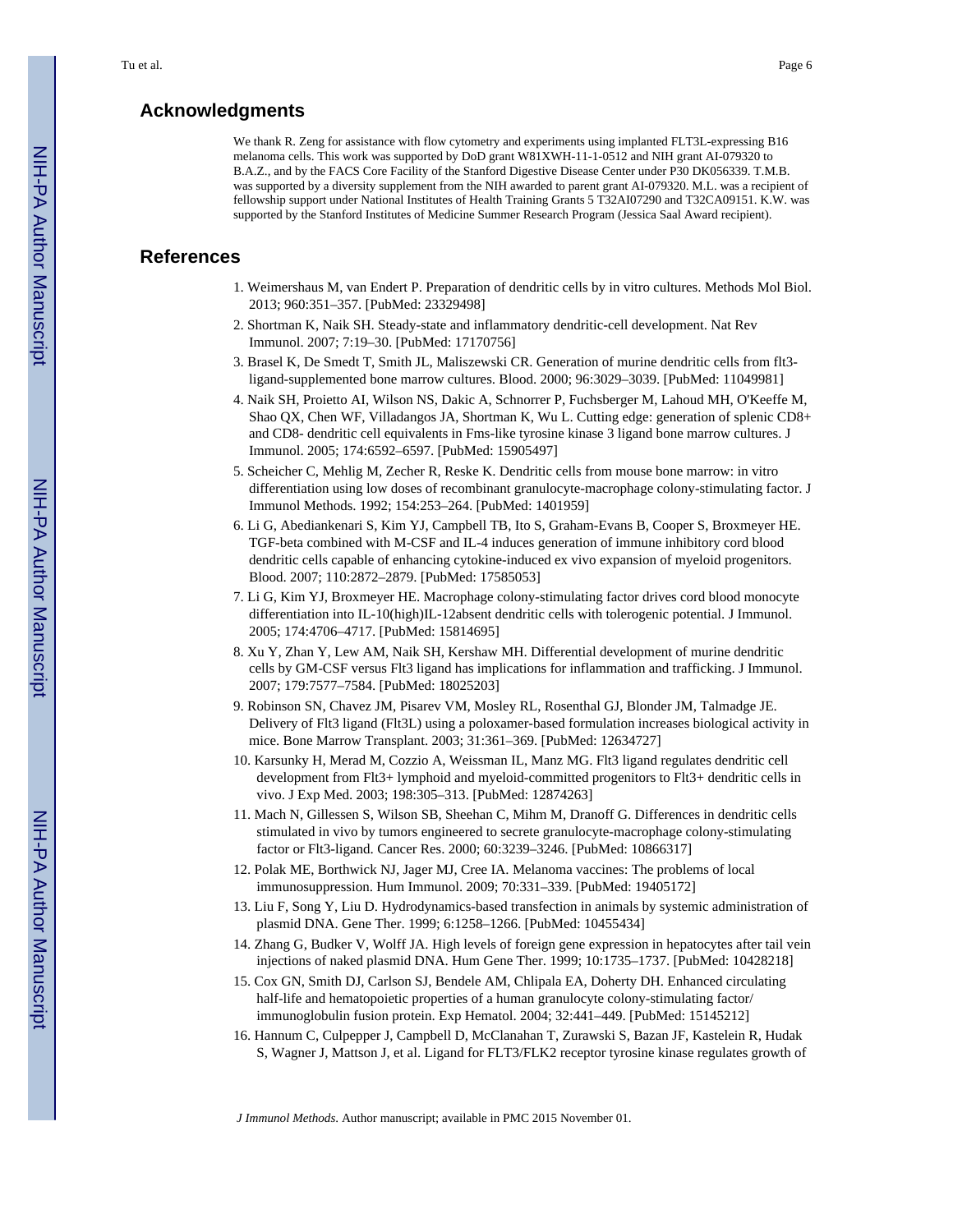## Acknowledgments

We thank R. Zeng for assistance with flow cytometry and experiments using implanted FLT3L-expressing B16 melanoma cells. This work was supported by DoD grant W81XWH-11-1-0512 and NIH grant AI-079320 to B.A.Z., and by the FACS Core Facility of the Stanford Digestive Disease Center under P30 DK056339. T.M.B. was supported by a diversity supplement from the NIH awarded to parent grant AI-079320. M.L. was a recipient of fellowship support under National Institutes of Health Training Grants 5 T32AI07290 and T32CA09151. K.W. was supported by the Stanford Institutes of Medicine Summer Research Program (Jessica Saal Award recipient).

## References

1. Weimershaus M, van Endert P. Preparation of dendritic cells by in vitro cultures. Methods Mol Biol. 2013; 960:351–357. [PubMed: 23329498]
2. Shortman K, Naik SH. Steady-state and inflammatory dendritic-cell development. Nat Rev Immunol. 2007; 7:19–30. [PubMed: 17170756]
3. Brasel K, De Smedt T, Smith JL, Maliszewski CR. Generation of murine dendritic cells from flt3-ligand-supplemented bone marrow cultures. Blood. 2000; 96:3029–3039. [PubMed: 11049981]
4. Naik SH, Proietto AI, Wilson NS, Dakic A, Schnorrer P, Fuchsberger M, Lahoud MH, O'Keeffe M, Shao QX, Chen WF, Villadangos JA, Shortman K, Wu L. Cutting edge: generation of splenic CD8+ and CD8- dendritic cell equivalents in Fms-like tyrosine kinase 3 ligand bone marrow cultures. J Immunol. 2005; 174:6592–6597. [PubMed: 15905497]
5. Scheicher C, Mehlig M, Zecher R, Reske K. Dendritic cells from mouse bone marrow: in vitro differentiation using low doses of recombinant granulocyte-macrophage colony-stimulating factor. J Immunol Methods. 1992; 154:253–264. [PubMed: 1401959]
6. Li G, Abediankenari S, Kim YJ, Campbell TB, Ito S, Graham-Evans B, Cooper S, Broxmeyer HE. TGF-beta combined with M-CSF and IL-4 induces generation of immune inhibitory cord blood dendritic cells capable of enhancing cytokine-induced ex vivo expansion of myeloid progenitors. Blood. 2007; 110:2872–2879. [PubMed: 17585053]
7. Li G, Kim YJ, Broxmeyer HE. Macrophage colony-stimulating factor drives cord blood monocyte differentiation into IL-10(high)IL-12absent dendritic cells with tolerogenic potential. J Immunol. 2005; 174:4706–4717. [PubMed: 15814695]
8. Xu Y, Zhan Y, Lew AM, Naik SH, Kershaw MH. Differential development of murine dendritic cells by GM-CSF versus Flt3 ligand has implications for inflammation and trafficking. J Immunol. 2007; 179:7577–7584. [PubMed: 18025203]
9. Robinson SN, Chavez JM, Pisarev VM, Mosley RL, Rosenthal GJ, Blonder JM, Talmadge JE. Delivery of Flt3 ligand (Flt3L) using a poloxamer-based formulation increases biological activity in mice. Bone Marrow Transplant. 2003; 31:361–369. [PubMed: 12634727]
10. Karsunky H, Merad M, Cozzio A, Weissman IL, Manz MG. Flt3 ligand regulates dendritic cell development from Flt3+ lymphoid and myeloid-committed progenitors to Flt3+ dendritic cells in vivo. J Exp Med. 2003; 198:305–313. [PubMed: 12874263]
11. Mach N, Gillessen S, Wilson SB, Sheehan C, Mihm M, Dranoff G. Differences in dendritic cells stimulated in vivo by tumors engineered to secrete granulocyte-macrophage colony-stimulating factor or Flt3-ligand. Cancer Res. 2000; 60:3239–3246. [PubMed: 10866317]
12. Polak ME, Borthwick NJ, Jager MJ, Cree IA. Melanoma vaccines: The problems of local immunosuppression. Hum Immunol. 2009; 70:331–339. [PubMed: 19405172]
13. Liu F, Song Y, Liu D. Hydrodynamics-based transfection in animals by systemic administration of plasmid DNA. Gene Ther. 1999; 6:1258–1266. [PubMed: 10455434]
14. Zhang G, Budker V, Wolff JA. High levels of foreign gene expression in hepatocytes after tail vein injections of naked plasmid DNA. Hum Gene Ther. 1999; 10:1735–1737. [PubMed: 10428218]
15. Cox GN, Smith DJ, Carlson SJ, Bendele AM, Chlipala EA, Doherty DH. Enhanced circulating half-life and hematopoietic properties of a human granulocyte colony-stimulating factor/immunoglobulin fusion protein. Exp Hematol. 2004; 32:441–449. [PubMed: 15145212]
16. Hannum C, Culpepper J, Campbell D, McClanahan T, Zurawski S, Bazan JF, Kastelein R, Hudak S, Wagner J, Mattson J, et al. Ligand for FLT3/FLK2 receptor tyrosine kinase regulates growth of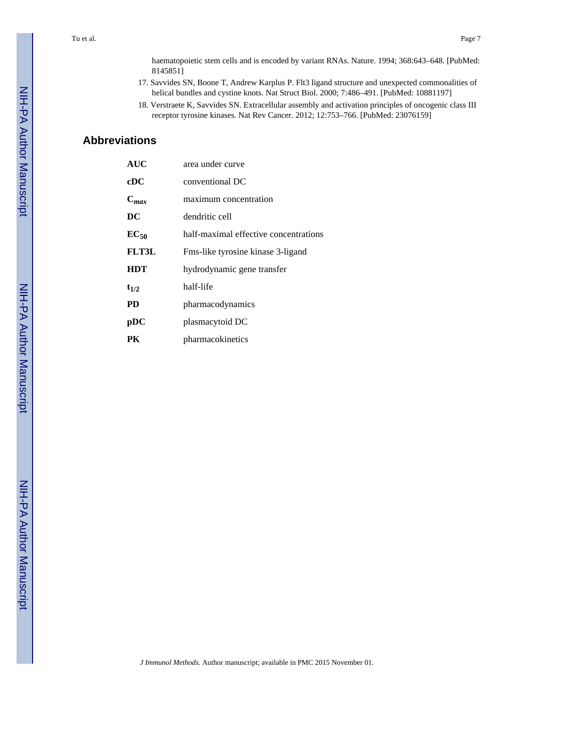haematopoietic stem cells and is encoded by variant RNAs. Nature. 1994; 368:643–648. [PubMed: 8145851]

17. Savvides SN, Boone T, Andrew Karplus P. Flt3 ligand structure and unexpected commonalities of helical bundles and cystine knots. Nat Struct Biol. 2000; 7:486–491. [PubMed: 10881197]
18. Verstraete K, Savvides SN. Extracellular assembly and activation principles of oncogenic class III receptor tyrosine kinases. Nat Rev Cancer. 2012; 12:753–766. [PubMed: 23076159]

## Abbreviations

| | |
|---|---|
| **AUC** | area under curve |
| **cDC** | conventional DC |
| **$C_{max}$** | maximum concentration |
| **DC** | dendritic cell |
| **$EC_{50}$** | half-maximal effective concentrations |
| **FLT3L** | Fms-like tyrosine kinase 3-ligand |
| **HDT** | hydrodynamic gene transfer |
| **$t_{1/2}$** | half-life |
| **PD** | pharmacodynamics |
| **pDC** | plasmacytoid DC |
| **PK** | pharmacokinetics |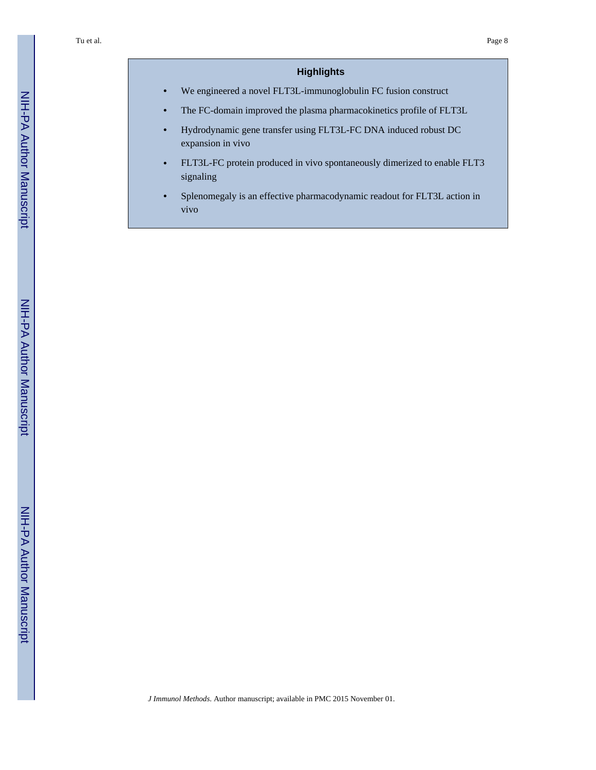## Highlights

- We engineered a novel FLT3L-immunoglobulin FC fusion construct
- The FC-domain improved the plasma pharmacokinetics profile of FLT3L
- Hydrodynamic gene transfer using FLT3L-FC DNA induced robust DC expansion in vivo
- FLT3L-FC protein produced in vivo spontaneously dimerized to enable FLT3 signaling
- Splenomegaly is an effective pharmacodynamic readout for FLT3L action in vivo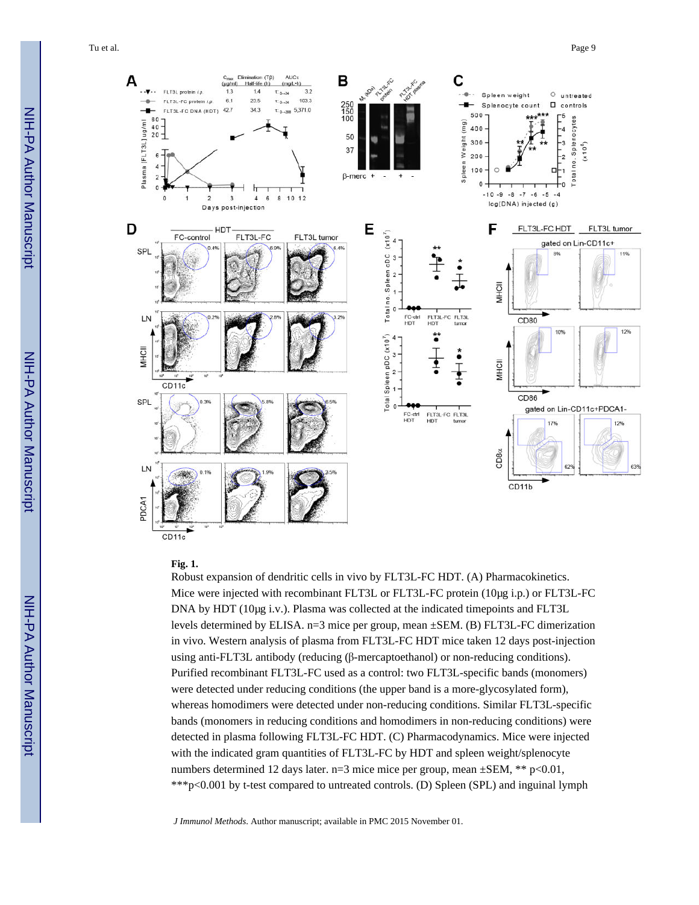**Fig. 1.**

Robust expansion of dendritic cells in vivo by FLT3L-FC HDT. (A) Pharmacokinetics. Mice were injected with recombinant FLT3L or FLT3L-FC protein (10μg i.p.) or FLT3L-FC DNA by HDT (10μg i.v.). Plasma was collected at the indicated timepoints and FLT3L levels determined by ELISA. n=3 mice per group, mean ±SEM. (B) FLT3L-FC dimerization in vivo. Western analysis of plasma from FLT3L-FC HDT mice taken 12 days post-injection using anti-FLT3L antibody (reducing (β-mercaptoethanol) or non-reducing conditions). Purified recombinant FLT3L-FC used as a control: two FLT3L-specific bands (monomers) were detected under reducing conditions (the upper band is a more-glycosylated form), whereas homodimers were detected under non-reducing conditions. Similar FLT3L-specific bands (monomers in reducing conditions and homodimers in non-reducing conditions) were detected in plasma following FLT3L-FC HDT. (C) Pharmacodynamics. Mice were injected with the indicated gram quantities of FLT3L-FC by HDT and spleen weight/splenocyte numbers determined 12 days later. n=3 mice mice per group, mean ±SEM, ** $p<0.01$, *** $p<0.001$ by t-test compared to untreated controls. (D) Spleen (SPL) and inguinal lymph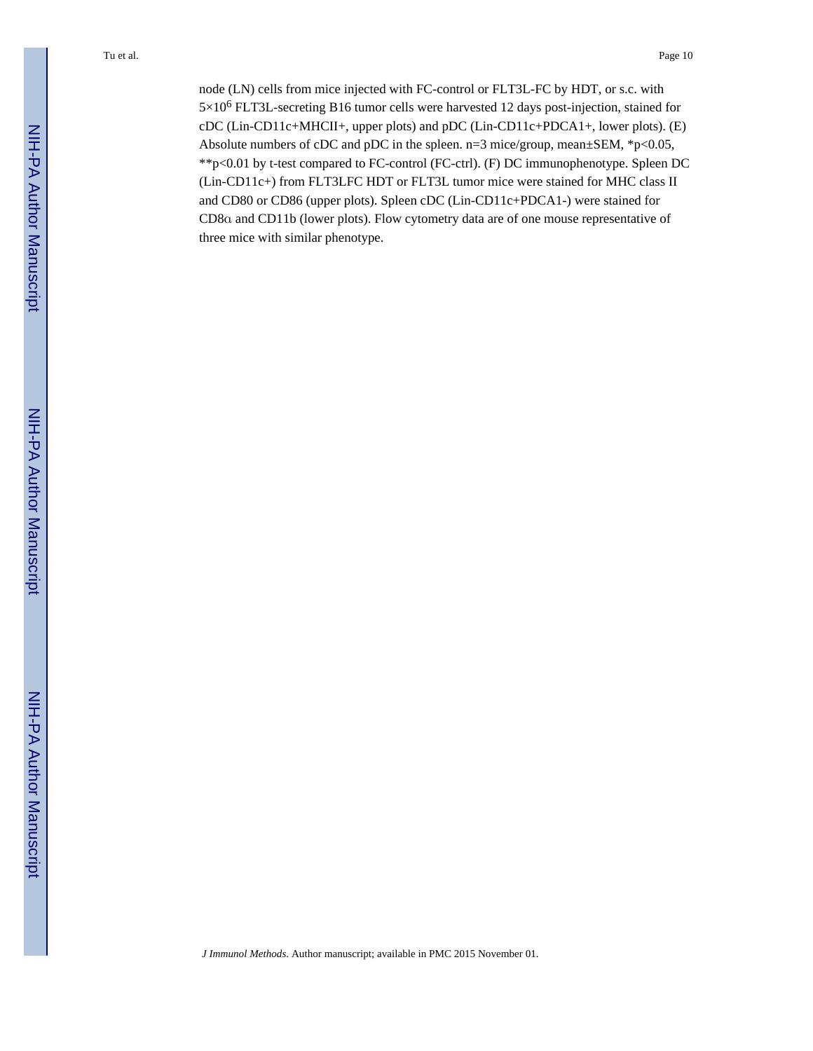node (LN) cells from mice injected with FC-control or FLT3L-FC by HDT, or s.c. with $5 \times 10^6$ FLT3L-secreting B16 tumor cells were harvested 12 days post-injection, stained for cDC (Lin-CD11c+MHCII+, upper plots) and pDC (Lin-CD11c+PDCA1+, lower plots). (E) Absolute numbers of cDC and pDC in the spleen. n=3 mice/group, mean±SEM, *p<0.05, **p<0.01 by t-test compared to FC-control (FC-ctrl). (F) DC immunophenotype. Spleen DC (Lin-CD11c+) from FLT3LFC HDT or FLT3L tumor mice were stained for MHC class II and CD80 or CD86 (upper plots). Spleen cDC (Lin-CD11c+PDCA1-) were stained for CD8α and CD11b (lower plots). Flow cytometry data are of one mouse representative of three mice with similar phenotype.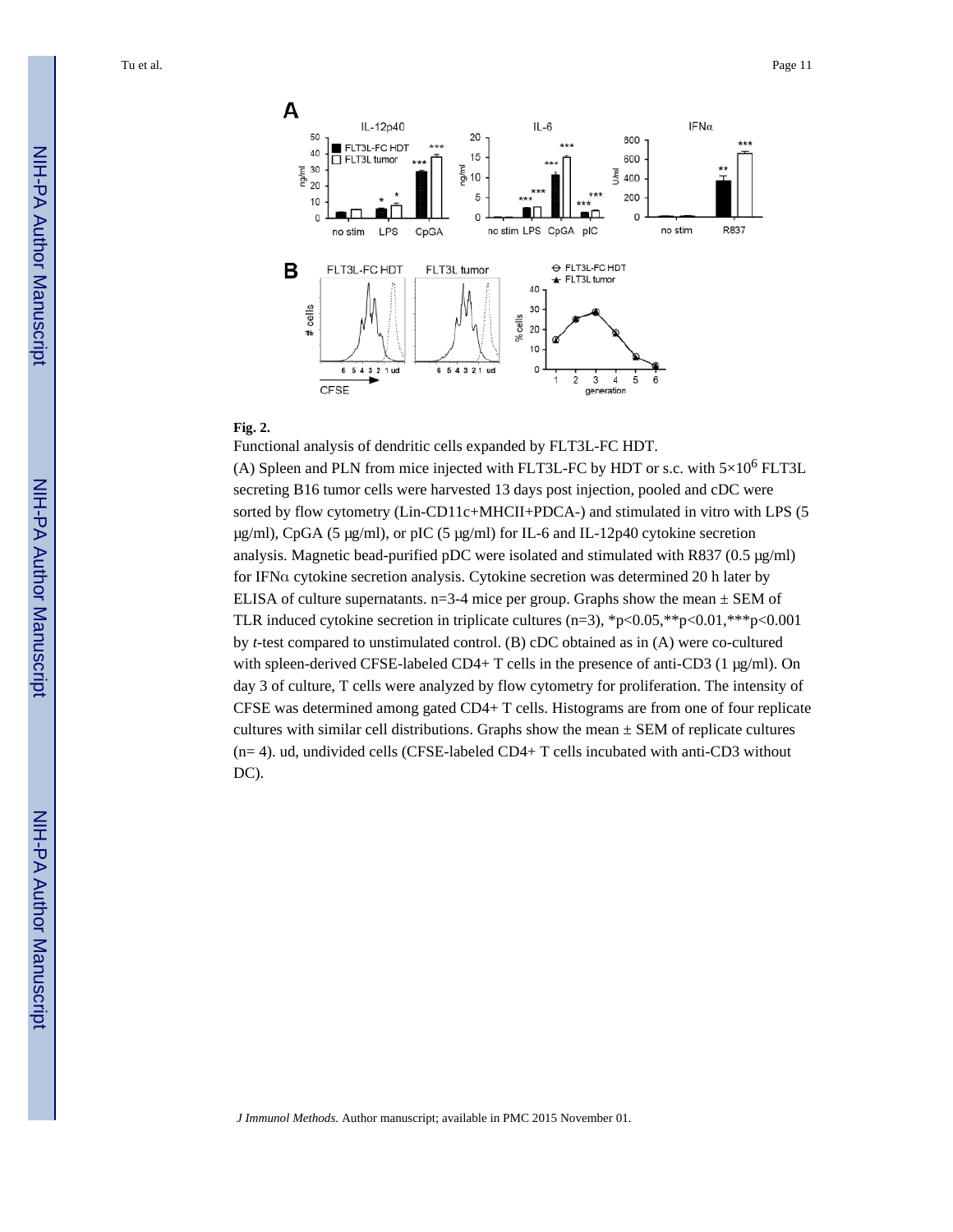A

IL-12p40

ng/ml

50
40
30
20
10
0

FLT3L-FC HDT
FLT3L tumor

*
*
***
***

no stim LPS CpGA

IL-6

ng/ml

20
15
10
5
0

***
***
***
***
***
***

no stim LPS CpGA pIC

IFNα

U/ml

800
600
400
200
0

**
***

no stim R837

B

FLT3L-FC HDT

FLT3L tumor

# cells

6 5 4 3 2 1 ud

6 5 4 3 2 1 ud

CFSE

FLT3L-FC HDT
FLT3L tumor

% cells

40
30
20
10
0

1 2 3 4 5 6

generation

**Fig. 2.**

Functional analysis of dendritic cells expanded by FLT3L-FC HDT.

(A) Spleen and PLN from mice injected with FLT3L-FC by HDT or s.c. with $5\times10^6$ FLT3L secreting B16 tumor cells were harvested 13 days post injection, pooled and cDC were sorted by flow cytometry (Lin-CD11c+MHCII+PDCA-) and stimulated in vitro with LPS (5 μg/ml), CpGA (5 μg/ml), or pIC (5 μg/ml) for IL-6 and IL-12p40 cytokine secretion analysis. Magnetic bead-purified pDC were isolated and stimulated with R837 (0.5 μg/ml) for IFNα cytokine secretion analysis. Cytokine secretion was determined 20 h later by ELISA of culture supernatants. n=3-4 mice per group. Graphs show the mean ± SEM of TLR induced cytokine secretion in triplicate cultures (n=3), \*p<0.05,\*\*p<0.01,\*\*\*p<0.001 by *t*-test compared to unstimulated control. (B) cDC obtained as in (A) were co-cultured with spleen-derived CFSE-labeled CD4+ T cells in the presence of anti-CD3 (1 μg/ml). On day 3 of culture, T cells were analyzed by flow cytometry for proliferation. The intensity of CFSE was determined among gated CD4+ T cells. Histograms are from one of four replicate cultures with similar cell distributions. Graphs show the mean ± SEM of replicate cultures (n= 4). ud, undivided cells (CFSE-labeled CD4+ T cells incubated with anti-CD3 without DC).